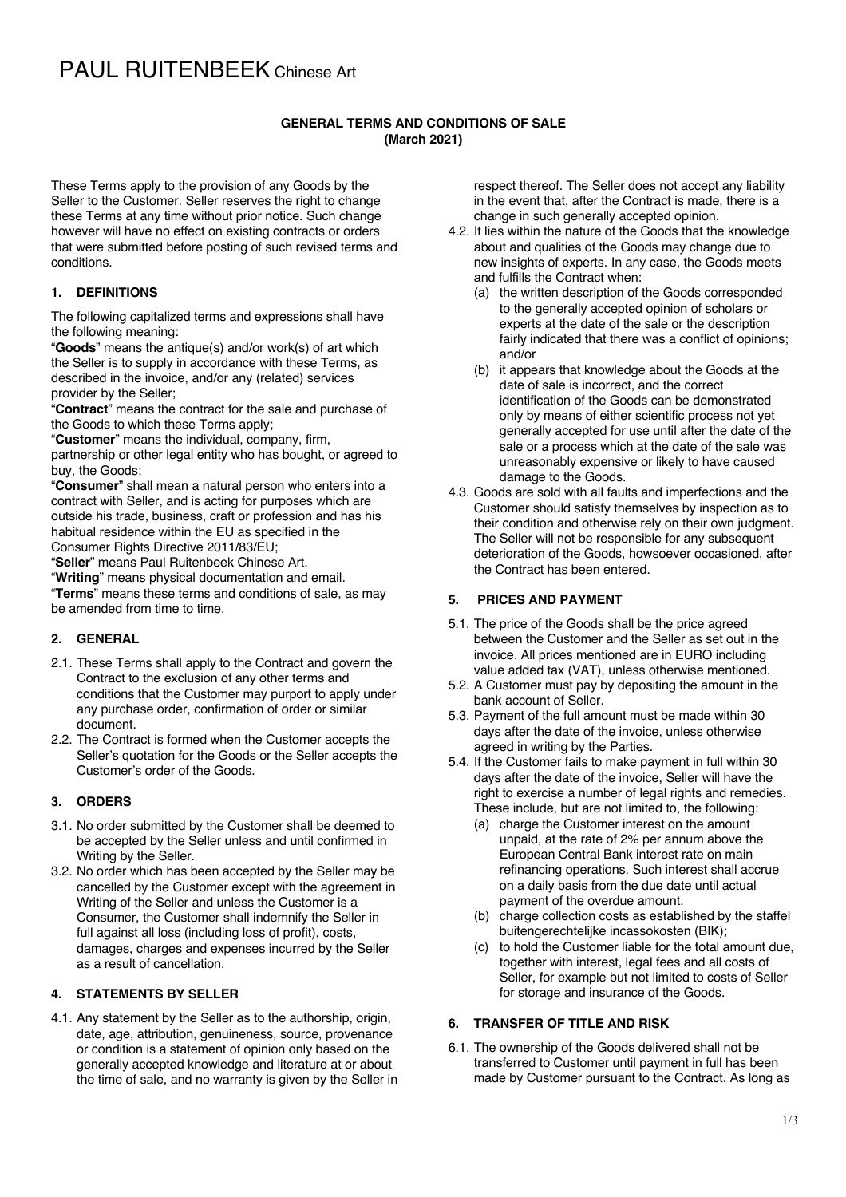# PAUL RUITENBEEK Chinese Art

**GENERAL TERMS AND CONDITIONS OF SALE**
**(March 2021)**

These Terms apply to the provision of any Goods by the Seller to the Customer. Seller reserves the right to change these Terms at any time without prior notice. Such change however will have no effect on existing contracts or orders that were submitted before posting of such revised terms and conditions.

## 1. DEFINITIONS

The following capitalized terms and expressions shall have the following meaning:

"**Goods**" means the antique(s) and/or work(s) of art which the Seller is to supply in accordance with these Terms, as described in the invoice, and/or any (related) services provider by the Seller;

"**Contract**" means the contract for the sale and purchase of the Goods to which these Terms apply;

"**Customer**" means the individual, company, firm, partnership or other legal entity who has bought, or agreed to buy, the Goods;

"**Consumer**" shall mean a natural person who enters into a contract with Seller, and is acting for purposes which are outside his trade, business, craft or profession and has his habitual residence within the EU as specified in the Consumer Rights Directive 2011/83/EU;

"**Seller**" means Paul Ruitenbeek Chinese Art.

"**Writing**" means physical documentation and email.

"**Terms**" means these terms and conditions of sale, as may be amended from time to time.

## 2. GENERAL

2.1. These Terms shall apply to the Contract and govern the Contract to the exclusion of any other terms and conditions that the Customer may purport to apply under any purchase order, confirmation of order or similar document.

2.2. The Contract is formed when the Customer accepts the Seller's quotation for the Goods or the Seller accepts the Customer's order of the Goods.

## 3. ORDERS

3.1. No order submitted by the Customer shall be deemed to be accepted by the Seller unless and until confirmed in Writing by the Seller.

3.2. No order which has been accepted by the Seller may be cancelled by the Customer except with the agreement in Writing of the Seller and unless the Customer is a Consumer, the Customer shall indemnify the Seller in full against all loss (including loss of profit), costs, damages, charges and expenses incurred by the Seller as a result of cancellation.

## 4. STATEMENTS BY SELLER

4.1. Any statement by the Seller as to the authorship, origin, date, age, attribution, genuineness, source, provenance or condition is a statement of opinion only based on the generally accepted knowledge and literature at or about the time of sale, and no warranty is given by the Seller in respect thereof. The Seller does not accept any liability in the event that, after the Contract is made, there is a change in such generally accepted opinion.

4.2. It lies within the nature of the Goods that the knowledge about and qualities of the Goods may change due to new insights of experts. In any case, the Goods meets and fulfills the Contract when:

(a) the written description of the Goods corresponded to the generally accepted opinion of scholars or experts at the date of the sale or the description fairly indicated that there was a conflict of opinions; and/or

(b) it appears that knowledge about the Goods at the date of sale is incorrect, and the correct identification of the Goods can be demonstrated only by means of either scientific process not yet generally accepted for use until after the date of the sale or a process which at the date of the sale was unreasonably expensive or likely to have caused damage to the Goods.

4.3. Goods are sold with all faults and imperfections and the Customer should satisfy themselves by inspection as to their condition and otherwise rely on their own judgment. The Seller will not be responsible for any subsequent deterioration of the Goods, howsoever occasioned, after the Contract has been entered.

## 5. PRICES AND PAYMENT

5.1. The price of the Goods shall be the price agreed between the Customer and the Seller as set out in the invoice. All prices mentioned are in EURO including value added tax (VAT), unless otherwise mentioned.

5.2. A Customer must pay by depositing the amount in the bank account of Seller.

5.3. Payment of the full amount must be made within 30 days after the date of the invoice, unless otherwise agreed in writing by the Parties.

5.4. If the Customer fails to make payment in full within 30 days after the date of the invoice, Seller will have the right to exercise a number of legal rights and remedies. These include, but are not limited to, the following:

(a) charge the Customer interest on the amount unpaid, at the rate of 2% per annum above the European Central Bank interest rate on main refinancing operations. Such interest shall accrue on a daily basis from the due date until actual payment of the overdue amount.

(b) charge collection costs as established by the staffel buitengerechtelijke incassokosten (BIK);

(c) to hold the Customer liable for the total amount due, together with interest, legal fees and all costs of Seller, for example but not limited to costs of Seller for storage and insurance of the Goods.

## 6. TRANSFER OF TITLE AND RISK

6.1. The ownership of the Goods delivered shall not be transferred to Customer until payment in full has been made by Customer pursuant to the Contract. As long as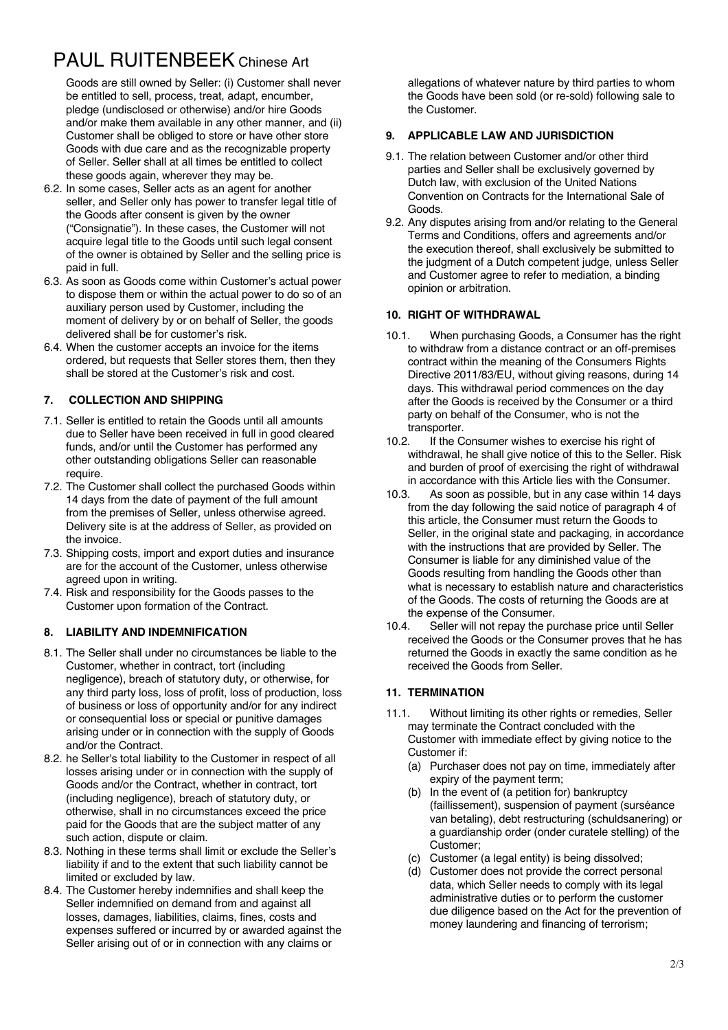Goods are still owned by Seller: (i) Customer shall never be entitled to sell, process, treat, adapt, encumber, pledge (undisclosed or otherwise) and/or hire Goods and/or make them available in any other manner, and (ii) Customer shall be obliged to store or have other store Goods with due care and as the recognizable property of Seller. Seller shall at all times be entitled to collect these goods again, wherever they may be.

6.2. In some cases, Seller acts as an agent for another seller, and Seller only has power to transfer legal title of the Goods after consent is given by the owner ("Consignatie"). In these cases, the Customer will not acquire legal title to the Goods until such legal consent of the owner is obtained by Seller and the selling price is paid in full.

6.3. As soon as Goods come within Customer's actual power to dispose them or within the actual power to do so of an auxiliary person used by Customer, including the moment of delivery by or on behalf of Seller, the goods delivered shall be for customer's risk.

6.4. When the customer accepts an invoice for the items ordered, but requests that Seller stores them, then they shall be stored at the Customer's risk and cost.

## 7. COLLECTION AND SHIPPING

7.1. Seller is entitled to retain the Goods until all amounts due to Seller have been received in full in good cleared funds, and/or until the Customer has performed any other outstanding obligations Seller can reasonable require.

7.2. The Customer shall collect the purchased Goods within 14 days from the date of payment of the full amount from the premises of Seller, unless otherwise agreed. Delivery site is at the address of Seller, as provided on the invoice.

7.3. Shipping costs, import and export duties and insurance are for the account of the Customer, unless otherwise agreed upon in writing.

7.4. Risk and responsibility for the Goods passes to the Customer upon formation of the Contract.

## 8. LIABILITY AND INDEMNIFICATION

8.1. The Seller shall under no circumstances be liable to the Customer, whether in contract, tort (including negligence), breach of statutory duty, or otherwise, for any third party loss, loss of profit, loss of production, loss of business or loss of opportunity and/or for any indirect or consequential loss or special or punitive damages arising under or in connection with the supply of Goods and/or the Contract.

8.2. he Seller's total liability to the Customer in respect of all losses arising under or in connection with the supply of Goods and/or the Contract, whether in contract, tort (including negligence), breach of statutory duty, or otherwise, shall in no circumstances exceed the price paid for the Goods that are the subject matter of any such action, dispute or claim.

8.3. Nothing in these terms shall limit or exclude the Seller's liability if and to the extent that such liability cannot be limited or excluded by law.

8.4. The Customer hereby indemnifies and shall keep the Seller indemnified on demand from and against all losses, damages, liabilities, claims, fines, costs and expenses suffered or incurred by or awarded against the Seller arising out of or in connection with any claims or allegations of whatever nature by third parties to whom the Goods have been sold (or re-sold) following sale to the Customer.

## 9. APPLICABLE LAW AND JURISDICTION

9.1. The relation between Customer and/or other third parties and Seller shall be exclusively governed by Dutch law, with exclusion of the United Nations Convention on Contracts for the International Sale of Goods.

9.2. Any disputes arising from and/or relating to the General Terms and Conditions, offers and agreements and/or the execution thereof, shall exclusively be submitted to the judgment of a Dutch competent judge, unless Seller and Customer agree to refer to mediation, a binding opinion or arbitration.

## 10. RIGHT OF WITHDRAWAL

10.1. When purchasing Goods, a Consumer has the right to withdraw from a distance contract or an off-premises contract within the meaning of the Consumers Rights Directive 2011/83/EU, without giving reasons, during 14 days. This withdrawal period commences on the day after the Goods is received by the Consumer or a third party on behalf of the Consumer, who is not the transporter.

10.2. If the Consumer wishes to exercise his right of withdrawal, he shall give notice of this to the Seller. Risk and burden of proof of exercising the right of withdrawal in accordance with this Article lies with the Consumer.

10.3. As soon as possible, but in any case within 14 days from the day following the said notice of paragraph 4 of this article, the Consumer must return the Goods to Seller, in the original state and packaging, in accordance with the instructions that are provided by Seller. The Consumer is liable for any diminished value of the Goods resulting from handling the Goods other than what is necessary to establish nature and characteristics of the Goods. The costs of returning the Goods are at the expense of the Consumer.

10.4. Seller will not repay the purchase price until Seller received the Goods or the Consumer proves that he has returned the Goods in exactly the same condition as he received the Goods from Seller.

## 11. TERMINATION

11.1. Without limiting its other rights or remedies, Seller may terminate the Contract concluded with the Customer with immediate effect by giving notice to the Customer if:

(a) Purchaser does not pay on time, immediately after expiry of the payment term;
(b) In the event of (a petition for) bankruptcy (faillissement), suspension of payment (surséance van betaling), debt restructuring (schuldsanering) or a guardianship order (onder curatele stelling) of the Customer;
(c) Customer (a legal entity) is being dissolved;
(d) Customer does not provide the correct personal data, which Seller needs to comply with its legal administrative duties or to perform the customer due diligence based on the Act for the prevention of money laundering and financing of terrorism;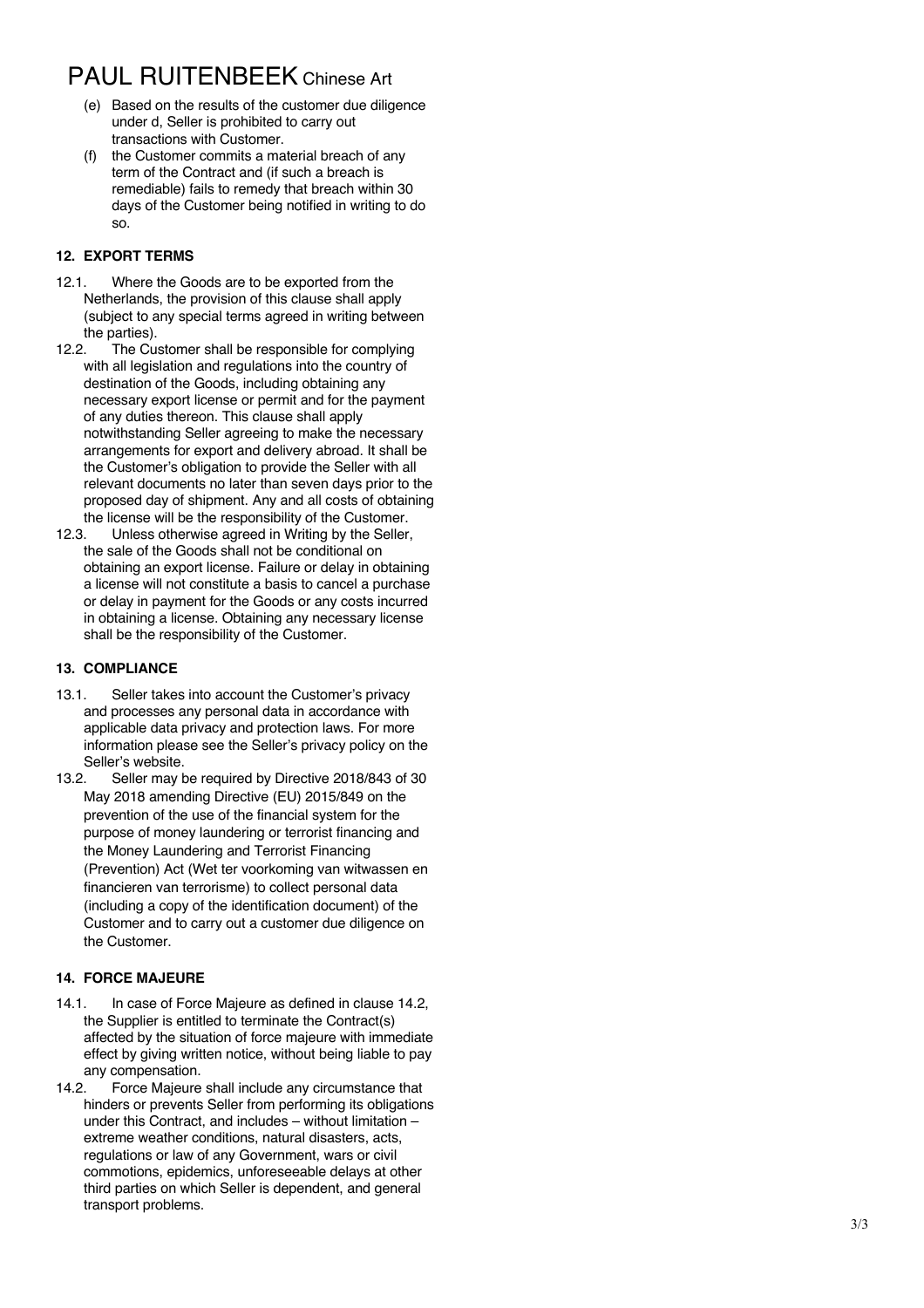(e) Based on the results of the customer due diligence under d, Seller is prohibited to carry out transactions with Customer.

(f) the Customer commits a material breach of any term of the Contract and (if such a breach is remediable) fails to remedy that breach within 30 days of the Customer being notified in writing to do so.

**12. EXPORT TERMS**

12.1. Where the Goods are to be exported from the Netherlands, the provision of this clause shall apply (subject to any special terms agreed in writing between the parties).

12.2. The Customer shall be responsible for complying with all legislation and regulations into the country of destination of the Goods, including obtaining any necessary export license or permit and for the payment of any duties thereon. This clause shall apply notwithstanding Seller agreeing to make the necessary arrangements for export and delivery abroad. It shall be the Customer's obligation to provide the Seller with all relevant documents no later than seven days prior to the proposed day of shipment. Any and all costs of obtaining the license will be the responsibility of the Customer.

12.3. Unless otherwise agreed in Writing by the Seller, the sale of the Goods shall not be conditional on obtaining an export license. Failure or delay in obtaining a license will not constitute a basis to cancel a purchase or delay in payment for the Goods or any costs incurred in obtaining a license. Obtaining any necessary license shall be the responsibility of the Customer.

**13. COMPLIANCE**

13.1. Seller takes into account the Customer's privacy and processes any personal data in accordance with applicable data privacy and protection laws. For more information please see the Seller's privacy policy on the Seller's website.

13.2. Seller may be required by Directive 2018/843 of 30 May 2018 amending Directive (EU) 2015/849 on the prevention of the use of the financial system for the purpose of money laundering or terrorist financing and the Money Laundering and Terrorist Financing (Prevention) Act (Wet ter voorkoming van witwassen en financieren van terrorisme) to collect personal data (including a copy of the identification document) of the Customer and to carry out a customer due diligence on the Customer.

**14. FORCE MAJEURE**

14.1. In case of Force Majeure as defined in clause 14.2, the Supplier is entitled to terminate the Contract(s) affected by the situation of force majeure with immediate effect by giving written notice, without being liable to pay any compensation.

14.2. Force Majeure shall include any circumstance that hinders or prevents Seller from performing its obligations under this Contract, and includes – without limitation – extreme weather conditions, natural disasters, acts, regulations or law of any Government, wars or civil commotions, epidemics, unforeseeable delays at other third parties on which Seller is dependent, and general transport problems.